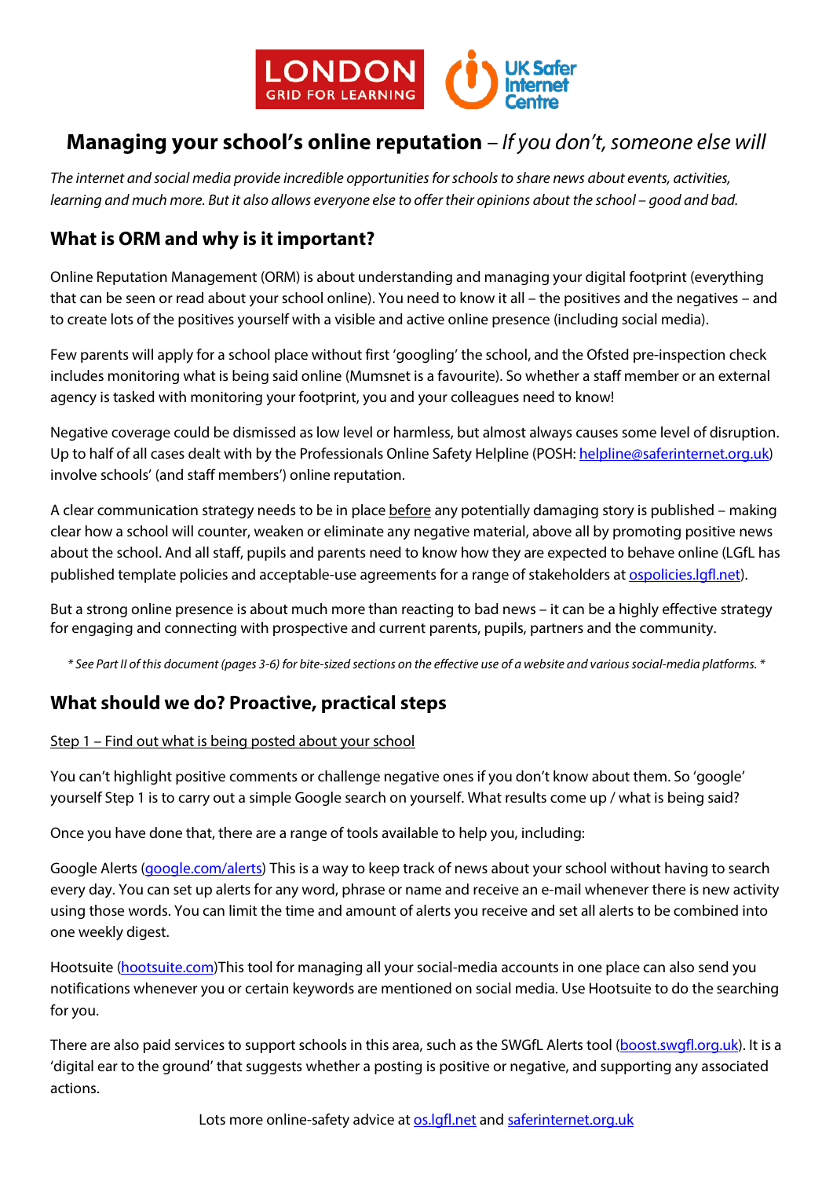# Managing your school's online reputation – *If you don't, someone else will*

*The internet and social media provide incredible opportunities for schools to share news about events, activities, learning and much more. But it also allows everyone else to offer their opinions about the school – good and bad.*

## What is ORM and why is it important?

Online Reputation Management (ORM) is about understanding and managing your digital footprint (everything that can be seen or read about your school online). You need to know it all – the positives and the negatives – and to create lots of the positives yourself with a visible and active online presence (including social media).

Few parents will apply for a school place without first 'googling' the school, and the Ofsted pre-inspection check includes monitoring what is being said online (Mumsnet is a favourite). So whether a staff member or an external agency is tasked with monitoring your footprint, you and your colleagues need to know!

Negative coverage could be dismissed as low level or harmless, but almost always causes some level of disruption. Up to half of all cases dealt with by the Professionals Online Safety Helpline (POSH: helpline@saferinternet.org.uk) involve schools' (and staff members') online reputation.

A clear communication strategy needs to be in place before any potentially damaging story is published – making clear how a school will counter, weaken or eliminate any negative material, above all by promoting positive news about the school. And all staff, pupils and parents need to know how they are expected to behave online (LGfL has published template policies and acceptable-use agreements for a range of stakeholders at ospolicies.lgfl.net).

But a strong online presence is about much more than reacting to bad news – it can be a highly effective strategy for engaging and connecting with prospective and current parents, pupils, partners and the community.

*\* See Part II of this document (pages 3-6) for bite-sized sections on the effective use of a website and various social-media platforms. \**

## What should we do? Proactive, practical steps

Step 1 – Find out what is being posted about your school

You can't highlight positive comments or challenge negative ones if you don't know about them. So 'google' yourself Step 1 is to carry out a simple Google search on yourself. What results come up / what is being said?

Once you have done that, there are a range of tools available to help you, including:

Google Alerts (google.com/alerts) This is a way to keep track of news about your school without having to search every day. You can set up alerts for any word, phrase or name and receive an e-mail whenever there is new activity using those words. You can limit the time and amount of alerts you receive and set all alerts to be combined into one weekly digest.

Hootsuite (hootsuite.com)This tool for managing all your social-media accounts in one place can also send you notifications whenever you or certain keywords are mentioned on social media. Use Hootsuite to do the searching for you.

There are also paid services to support schools in this area, such as the SWGfL Alerts tool (boost.swgfl.org.uk). It is a 'digital ear to the ground' that suggests whether a posting is positive or negative, and supporting any associated actions.

Lots more online-safety advice at os.lgfl.net and saferinternet.org.uk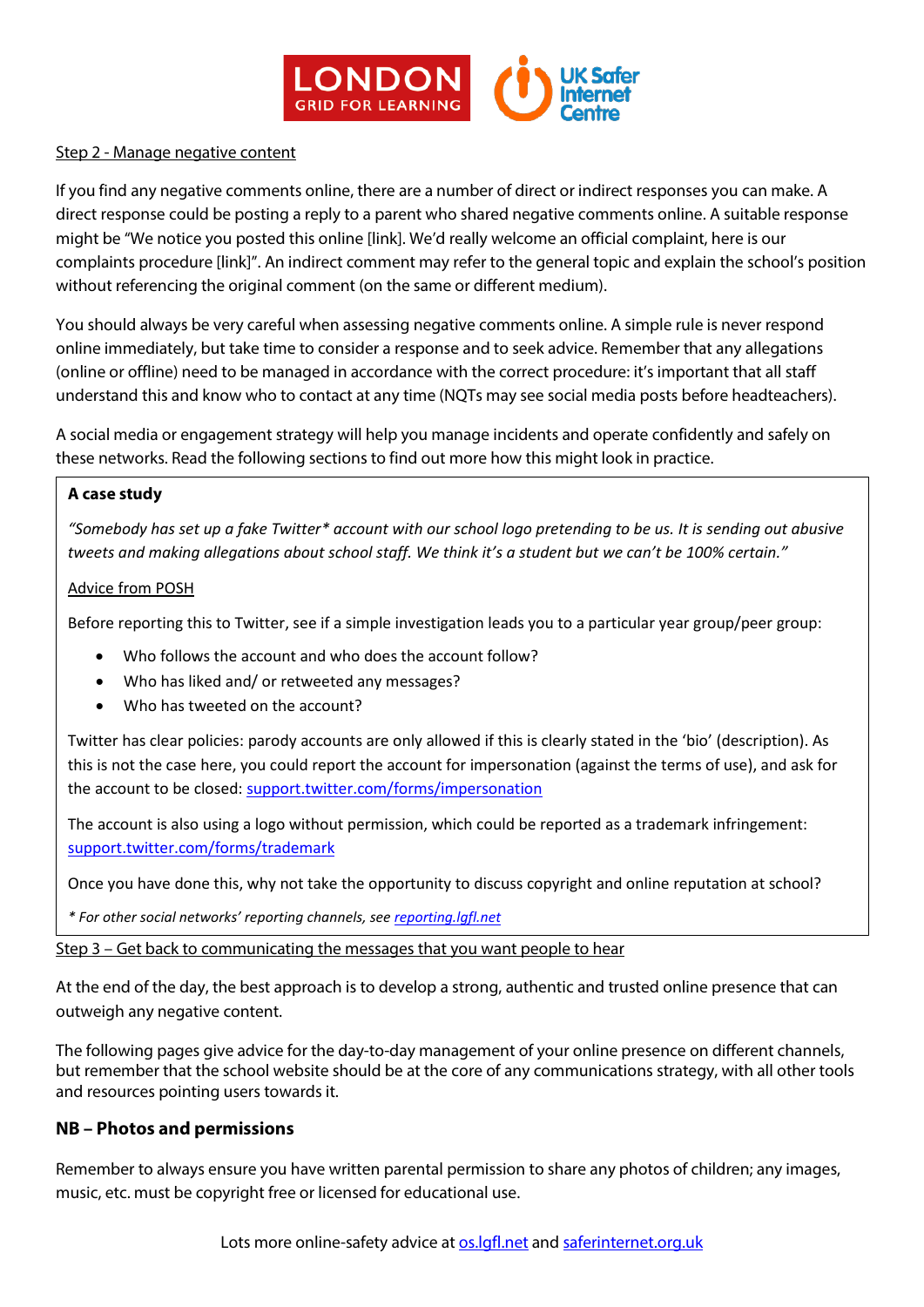Step 2 - Manage negative content

If you find any negative comments online, there are a number of direct or indirect responses you can make. A direct response could be posting a reply to a parent who shared negative comments online. A suitable response might be "We notice you posted this online [link]. We'd really welcome an official complaint, here is our complaints procedure [link]". An indirect comment may refer to the general topic and explain the school's position without referencing the original comment (on the same or different medium).

You should always be very careful when assessing negative comments online. A simple rule is never respond online immediately, but take time to consider a response and to seek advice. Remember that any allegations (online or offline) need to be managed in accordance with the correct procedure: it's important that all staff understand this and know who to contact at any time (NQTs may see social media posts before headteachers).

A social media or engagement strategy will help you manage incidents and operate confidently and safely on these networks. Read the following sections to find out more how this might look in practice.

**A case study**

*"Somebody has set up a fake Twitter* account with our school logo pretending to be us. It is sending out abusive tweets and making allegations about school staff. We think it's a student but we can't be 100% certain."*

Advice from POSH

Before reporting this to Twitter, see if a simple investigation leads you to a particular year group/peer group:

- Who follows the account and who does the account follow?
- Who has liked and/ or retweeted any messages?
- Who has tweeted on the account?

Twitter has clear policies: parody accounts are only allowed if this is clearly stated in the 'bio' (description). As this is not the case here, you could report the account for impersonation (against the terms of use), and ask for the account to be closed: support.twitter.com/forms/impersonation

The account is also using a logo without permission, which could be reported as a trademark infringement: support.twitter.com/forms/trademark

Once you have done this, why not take the opportunity to discuss copyright and online reputation at school?

*\* For other social networks' reporting channels, see reporting.lgfl.net*

Step 3 – Get back to communicating the messages that you want people to hear

At the end of the day, the best approach is to develop a strong, authentic and trusted online presence that can outweigh any negative content.

The following pages give advice for the day-to-day management of your online presence on different channels, but remember that the school website should be at the core of any communications strategy, with all other tools and resources pointing users towards it.

**NB – Photos and permissions**

Remember to always ensure you have written parental permission to share any photos of children; any images, music, etc. must be copyright free or licensed for educational use.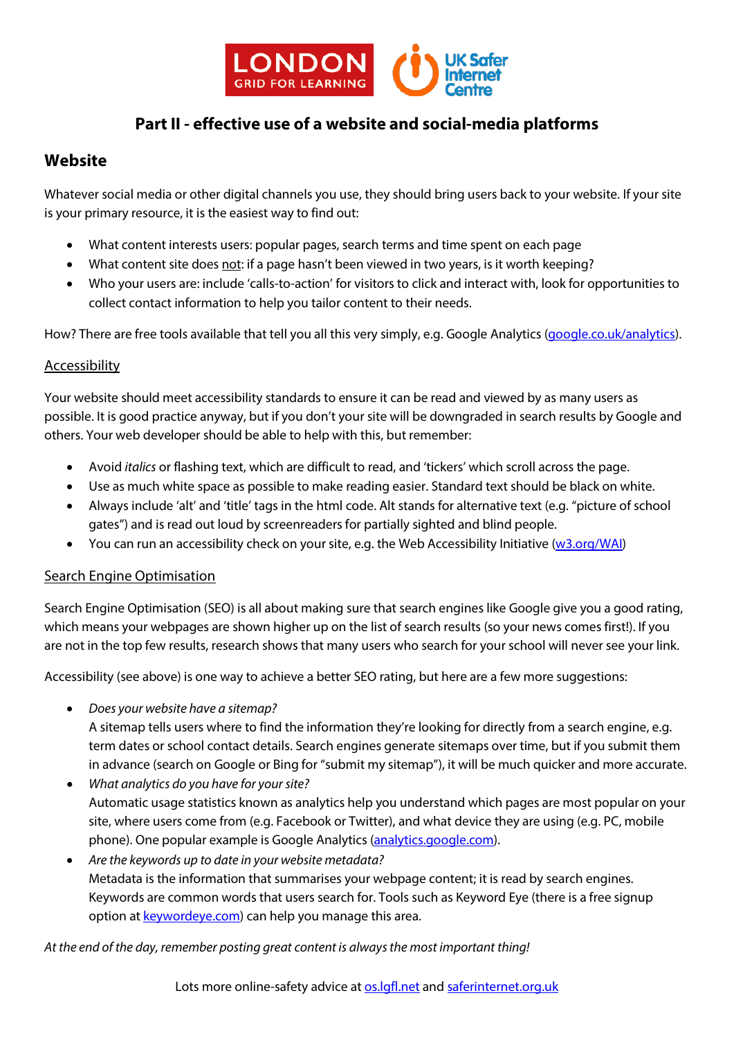## Part II - effective use of a website and social-media platforms

### Website

Whatever social media or other digital channels you use, they should bring users back to your website. If your site is your primary resource, it is the easiest way to find out:

- What content interests users: popular pages, search terms and time spent on each page
- What content site does not: if a page hasn't been viewed in two years, is it worth keeping?
- Who your users are: include 'calls-to-action' for visitors to click and interact with, look for opportunities to collect contact information to help you tailor content to their needs.

How? There are free tools available that tell you all this very simply, e.g. Google Analytics (google.co.uk/analytics).

#### Accessibility

Your website should meet accessibility standards to ensure it can be read and viewed by as many users as possible. It is good practice anyway, but if you don't your site will be downgraded in search results by Google and others. Your web developer should be able to help with this, but remember:

- Avoid *italics* or flashing text, which are difficult to read, and 'tickers' which scroll across the page.
- Use as much white space as possible to make reading easier. Standard text should be black on white.
- Always include 'alt' and 'title' tags in the html code. Alt stands for alternative text (e.g. "picture of school gates") and is read out loud by screenreaders for partially sighted and blind people.
- You can run an accessibility check on your site, e.g. the Web Accessibility Initiative (w3.org/WAI)

#### Search Engine Optimisation

Search Engine Optimisation (SEO) is all about making sure that search engines like Google give you a good rating, which means your webpages are shown higher up on the list of search results (so your news comes first!). If you are not in the top few results, research shows that many users who search for your school will never see your link.

Accessibility (see above) is one way to achieve a better SEO rating, but here are a few more suggestions:

- *Does your website have a sitemap?*
  A sitemap tells users where to find the information they're looking for directly from a search engine, e.g. term dates or school contact details. Search engines generate sitemaps over time, but if you submit them in advance (search on Google or Bing for "submit my sitemap"), it will be much quicker and more accurate.
- *What analytics do you have for your site?*
  Automatic usage statistics known as analytics help you understand which pages are most popular on your site, where users come from (e.g. Facebook or Twitter), and what device they are using (e.g. PC, mobile phone). One popular example is Google Analytics (analytics.google.com).
- *Are the keywords up to date in your website metadata?*
  Metadata is the information that summarises your webpage content; it is read by search engines. Keywords are common words that users search for. Tools such as Keyword Eye (there is a free signup option at keywordeye.com) can help you manage this area.

*At the end of the day, remember posting great content is always the most important thing!*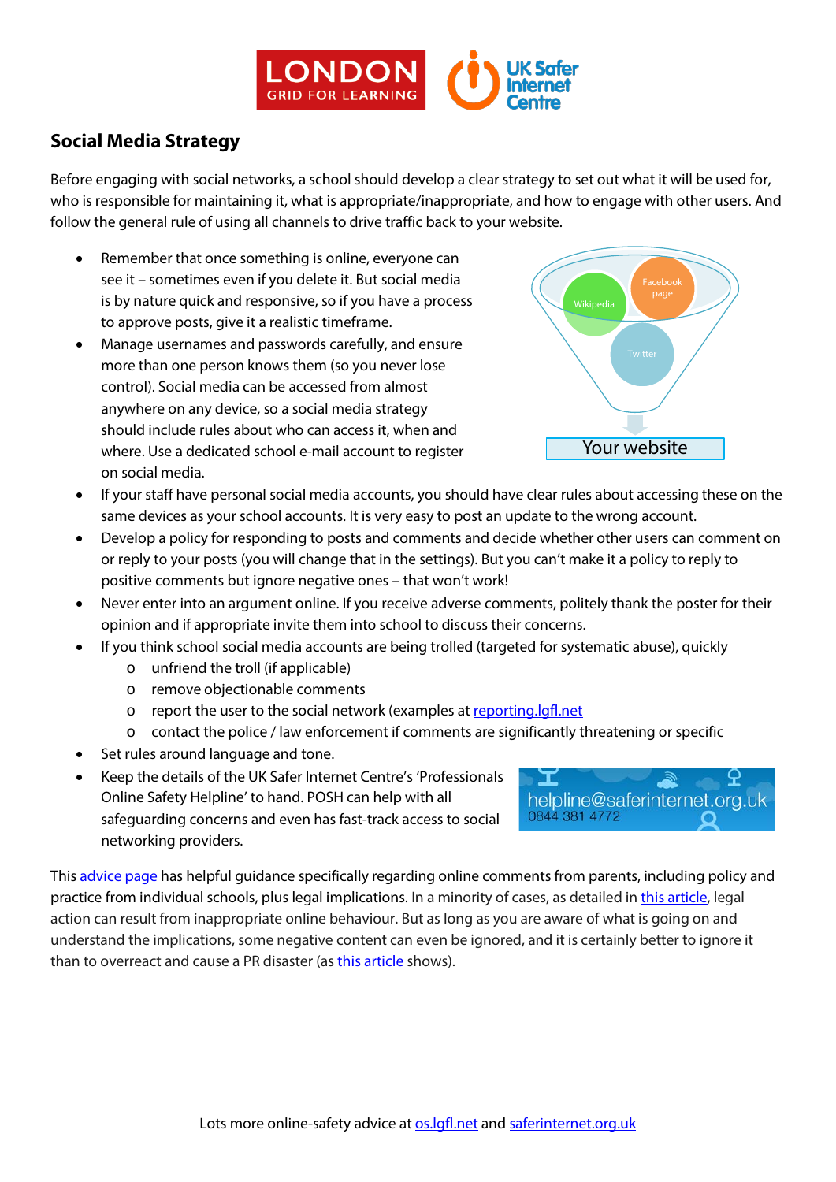## Social Media Strategy

Before engaging with social networks, a school should develop a clear strategy to set out what it will be used for, who is responsible for maintaining it, what is appropriate/inappropriate, and how to engage with other users. And follow the general rule of using all channels to drive traffic back to your website.

- Remember that once something is online, everyone can see it – sometimes even if you delete it. But social media is by nature quick and responsive, so if you have a process to approve posts, give it a realistic timeframe.
- Manage usernames and passwords carefully, and ensure more than one person knows them (so you never lose control). Social media can be accessed from almost anywhere on any device, so a social media strategy should include rules about who can access it, when and where. Use a dedicated school e-mail account to register on social media.
- If your staff have personal social media accounts, you should have clear rules about accessing these on the same devices as your school accounts. It is very easy to post an update to the wrong account.
- Develop a policy for responding to posts and comments and decide whether other users can comment on or reply to your posts (you will change that in the settings). But you can't make it a policy to reply to positive comments but ignore negative ones – that won't work!
- Never enter into an argument online. If you receive adverse comments, politely thank the poster for their opinion and if appropriate invite them into school to discuss their concerns.
- If you think school social media accounts are being trolled (targeted for systematic abuse), quickly
  - unfriend the troll (if applicable)
  - remove objectionable comments
  - report the user to the social network (examples at [reporting.lgfl.net](reporting.lgfl.net)
  - contact the police / law enforcement if comments are significantly threatening or specific
- Set rules around language and tone.
- Keep the details of the UK Safer Internet Centre's 'Professionals Online Safety Helpline' to hand. POSH can help with all safeguarding concerns and even has fast-track access to social networking providers.

helpline@saferinternet.org.uk
0844 381 4772

This [advice page]() has helpful guidance specifically regarding online comments from parents, including policy and practice from individual schools, plus legal implications. In a minority of cases, as detailed in [this article](), legal action can result from inappropriate online behaviour. But as long as you are aware of what is going on and understand the implications, some negative content can even be ignored, and it is certainly better to ignore it than to overreact and cause a PR disaster (as [this article]() shows).

Lots more online-safety advice at [os.lgfl.net](os.lgfl.net) and [saferinternet.org.uk](saferinternet.org.uk)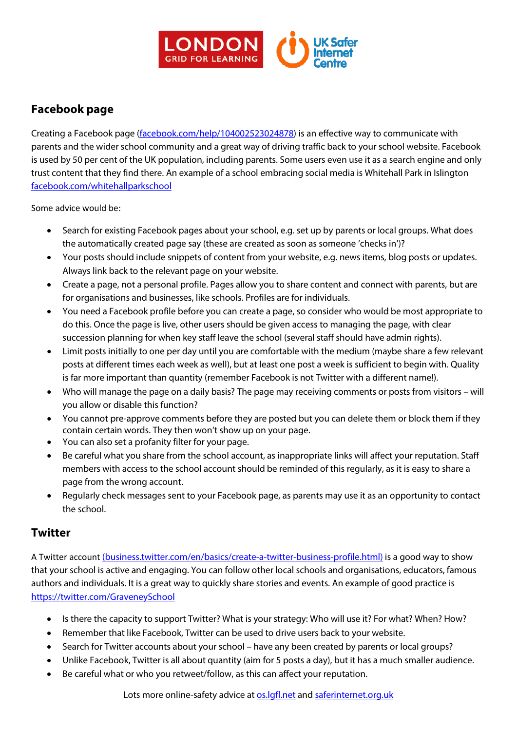## Facebook page

Creating a Facebook page (facebook.com/help/104002523024878) is an effective way to communicate with parents and the wider school community and a great way of driving traffic back to your school website. Facebook is used by 50 per cent of the UK population, including parents. Some users even use it as a search engine and only trust content that they find there. An example of a school embracing social media is Whitehall Park in Islington facebook.com/whitehallparkschool

Some advice would be:

- Search for existing Facebook pages about your school, e.g. set up by parents or local groups. What does the automatically created page say (these are created as soon as someone 'checks in')?
- Your posts should include snippets of content from your website, e.g. news items, blog posts or updates. Always link back to the relevant page on your website.
- Create a page, not a personal profile. Pages allow you to share content and connect with parents, but are for organisations and businesses, like schools. Profiles are for individuals.
- You need a Facebook profile before you can create a page, so consider who would be most appropriate to do this. Once the page is live, other users should be given access to managing the page, with clear succession planning for when key staff leave the school (several staff should have admin rights).
- Limit posts initially to one per day until you are comfortable with the medium (maybe share a few relevant posts at different times each week as well), but at least one post a week is sufficient to begin with. Quality is far more important than quantity (remember Facebook is not Twitter with a different name!).
- Who will manage the page on a daily basis? The page may receiving comments or posts from visitors – will you allow or disable this function?
- You cannot pre-approve comments before they are posted but you can delete them or block them if they contain certain words. They then won't show up on your page.
- You can also set a profanity filter for your page.
- Be careful what you share from the school account, as inappropriate links will affect your reputation. Staff members with access to the school account should be reminded of this regularly, as it is easy to share a page from the wrong account.
- Regularly check messages sent to your Facebook page, as parents may use it as an opportunity to contact the school.

## Twitter

A Twitter account (business.twitter.com/en/basics/create-a-twitter-business-profile.html) is a good way to show that your school is active and engaging. You can follow other local schools and organisations, educators, famous authors and individuals. It is a great way to quickly share stories and events. An example of good practice is https://twitter.com/GravenevSchool

- Is there the capacity to support Twitter? What is your strategy: Who will use it? For what? When? How?
- Remember that like Facebook, Twitter can be used to drive users back to your website.
- Search for Twitter accounts about your school – have any been created by parents or local groups?
- Unlike Facebook, Twitter is all about quantity (aim for 5 posts a day), but it has a much smaller audience.
- Be careful what or who you retweet/follow, as this can affect your reputation.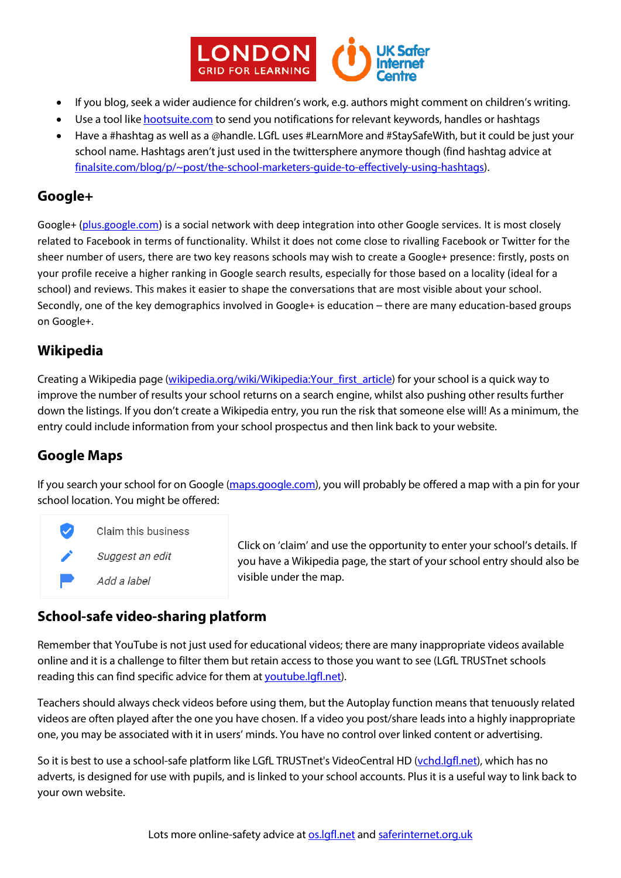- If you blog, seek a wider audience for children's work, e.g. authors might comment on children's writing.
- Use a tool like hootsuite.com to send you notifications for relevant keywords, handles or hashtags
- Have a #hashtag as well as a @handle. LGfL uses #LearnMore and #StaySafeWith, but it could be just your school name. Hashtags aren't just used in the twittersphere anymore though (find hashtag advice at finalsite.com/blog/p/~post/the-school-marketers-guide-to-effectively-using-hashtags).

## Google+

Google+ (plus.google.com) is a social network with deep integration into other Google services. It is most closely related to Facebook in terms of functionality. Whilst it does not come close to rivalling Facebook or Twitter for the sheer number of users, there are two key reasons schools may wish to create a Google+ presence: firstly, posts on your profile receive a higher ranking in Google search results, especially for those based on a locality (ideal for a school) and reviews. This makes it easier to shape the conversations that are most visible about your school. Secondly, one of the key demographics involved in Google+ is education – there are many education-based groups on Google+.

## Wikipedia

Creating a Wikipedia page (wikipedia.org/wiki/Wikipedia:Your_first_article) for your school is a quick way to improve the number of results your school returns on a search engine, whilst also pushing other results further down the listings. If you don't create a Wikipedia entry, you run the risk that someone else will! As a minimum, the entry could include information from your school prospectus and then link back to your website.

## Google Maps

If you search your school for on Google (maps.google.com), you will probably be offered a map with a pin for your school location. You might be offered:

- Claim this business
- *Suggest an edit*
- *Add a label*

Click on 'claim' and use the opportunity to enter your school's details. If you have a Wikipedia page, the start of your school entry should also be visible under the map.

## School-safe video-sharing platform

Remember that YouTube is not just used for educational videos; there are many inappropriate videos available online and it is a challenge to filter them but retain access to those you want to see (LGfL TRUSTnet schools reading this can find specific advice for them at youtube.lgfl.net).

Teachers should always check videos before using them, but the Autoplay function means that tenuously related videos are often played after the one you have chosen. If a video you post/share leads into a highly inappropriate one, you may be associated with it in users' minds. You have no control over linked content or advertising.

So it is best to use a school-safe platform like LGfL TRUSTnet's VideoCentral HD (vchd.lgfl.net), which has no adverts, is designed for use with pupils, and is linked to your school accounts. Plus it is a useful way to link back to your own website.

Lots more online-safety advice at os.lgfl.net and saferinternet.org.uk